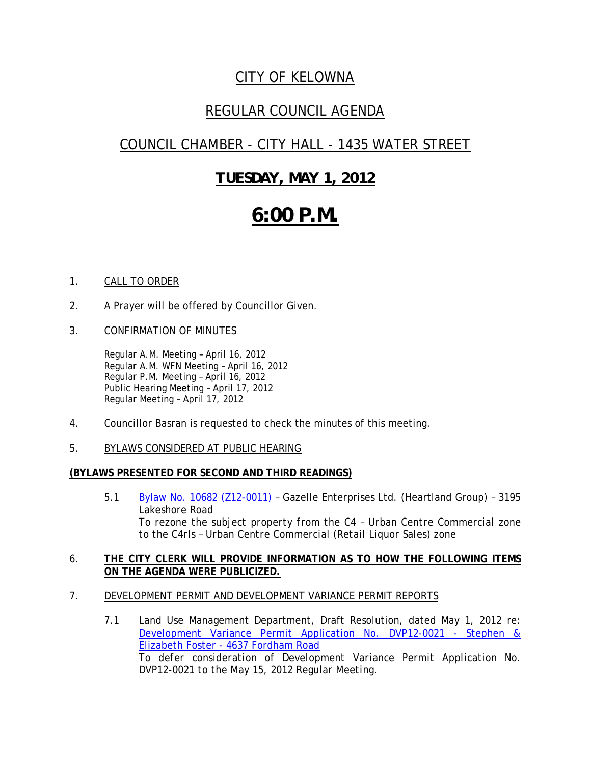# CITY OF KELOWNA

## REGULAR COUNCIL AGENDA

## COUNCIL CHAMBER - CITY HALL - 1435 WATER STREET

## TUESDAY, MAY 1, 2012

# 6:00 P.M.

1. CALL TO ORDER

2. A Prayer will be offered by Councillor Given.

3. CONFIRMATION OF MINUTES

   Regular A.M. Meeting – April 16, 2012
   Regular A.M. WFN Meeting – April 16, 2012
   Regular P.M. Meeting – April 16, 2012
   Public Hearing Meeting – April 17, 2012
   Regular Meeting – April 17, 2012

4. Councillor Basran is requested to check the minutes of this meeting.

5. BYLAWS CONSIDERED AT PUBLIC HEARING

**(BYLAWS PRESENTED FOR SECOND AND THIRD READINGS)**

   5.1 Bylaw No. 10682 (Z12-0011) – Gazelle Enterprises Ltd. (Heartland Group) – 3195 Lakeshore Road
   *To rezone the subject property from the C4 – Urban Centre Commercial zone to the C4rls – Urban Centre Commercial (Retail Liquor Sales) zone*

6. **THE CITY CLERK WILL PROVIDE INFORMATION AS TO HOW THE FOLLOWING ITEMS ON THE AGENDA WERE PUBLICIZED.**

7. DEVELOPMENT PERMIT AND DEVELOPMENT VARIANCE PERMIT REPORTS

   7.1 Land Use Management Department, Draft Resolution, dated May 1, 2012 re: Development Variance Permit Application No. DVP12-0021 - Stephen & Elizabeth Foster - 4637 Fordham Road
   *To defer consideration of Development Variance Permit Application No. DVP12-0021 to the May 15, 2012 Regular Meeting.*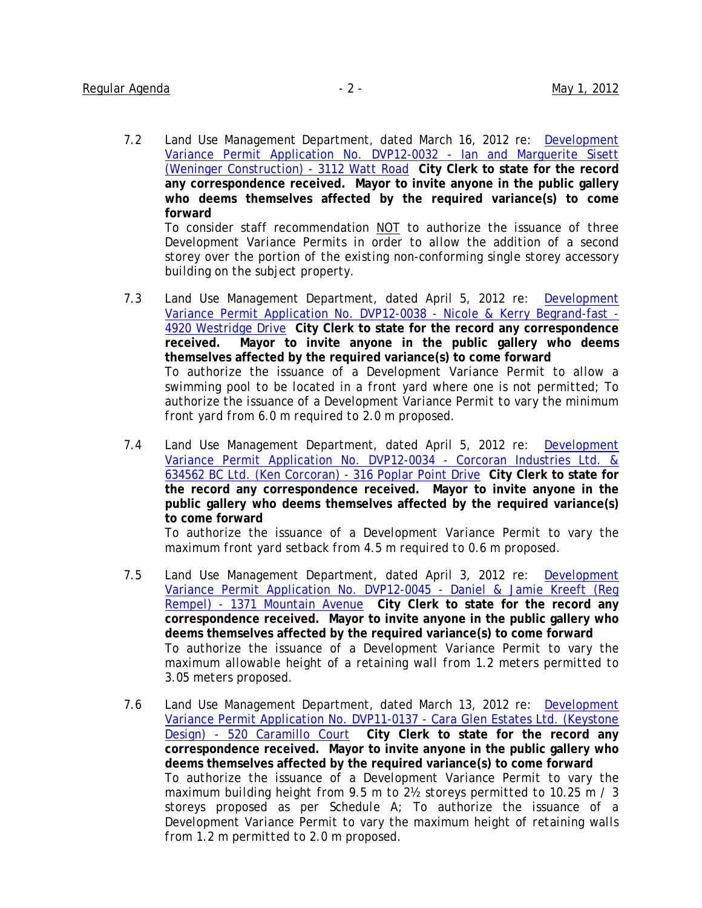7.2 Land Use Management Department, dated March 16, 2012 re: Development Variance Permit Application No. DVP12-0032 - Ian and Marguerite Sisett (Weninger Construction) - 3112 Watt Road **City Clerk to state for the record any correspondence received. Mayor to invite anyone in the public gallery who deems themselves affected by the required variance(s) to come forward**
To consider staff recommendation NOT to authorize the issuance of three Development Variance Permits in order to allow the addition of a second storey over the portion of the existing non-conforming single storey accessory building on the subject property.

7.3 Land Use Management Department, dated April 5, 2012 re: Development Variance Permit Application No. DVP12-0038 - Nicole & Kerry Begrand-fast - 4920 Westridge Drive **City Clerk to state for the record any correspondence received. Mayor to invite anyone in the public gallery who deems themselves affected by the required variance(s) to come forward**
To authorize the issuance of a Development Variance Permit to allow a swimming pool to be located in a front yard where one is not permitted; To authorize the issuance of a Development Variance Permit to vary the minimum front yard from 6.0 m required to 2.0 m proposed.

7.4 Land Use Management Department, dated April 5, 2012 re: Development Variance Permit Application No. DVP12-0034 - Corcoran Industries Ltd. & 634562 BC Ltd. (Ken Corcoran) - 316 Poplar Point Drive **City Clerk to state for the record any correspondence received. Mayor to invite anyone in the public gallery who deems themselves affected by the required variance(s) to come forward**
To authorize the issuance of a Development Variance Permit to vary the maximum front yard setback from 4.5 m required to 0.6 m proposed.

7.5 Land Use Management Department, dated April 3, 2012 re: Development Variance Permit Application No. DVP12-0045 - Daniel & Jamie Kreeft (Reg Rempel) - 1371 Mountain Avenue **City Clerk to state for the record any correspondence received. Mayor to invite anyone in the public gallery who deems themselves affected by the required variance(s) to come forward**
To authorize the issuance of a Development Variance Permit to vary the maximum allowable height of a retaining wall from 1.2 meters permitted to 3.05 meters proposed.

7.6 Land Use Management Department, dated March 13, 2012 re: Development Variance Permit Application No. DVP11-0137 - Cara Glen Estates Ltd. (Keystone Design) - 520 Caramillo Court **City Clerk to state for the record any correspondence received. Mayor to invite anyone in the public gallery who deems themselves affected by the required variance(s) to come forward**
To authorize the issuance of a Development Variance Permit to vary the maximum building height from 9.5 m to 2½ storeys permitted to 10.25 m / 3 storeys proposed as per Schedule A; To authorize the issuance of a Development Variance Permit to vary the maximum height of retaining walls from 1.2 m permitted to 2.0 m proposed.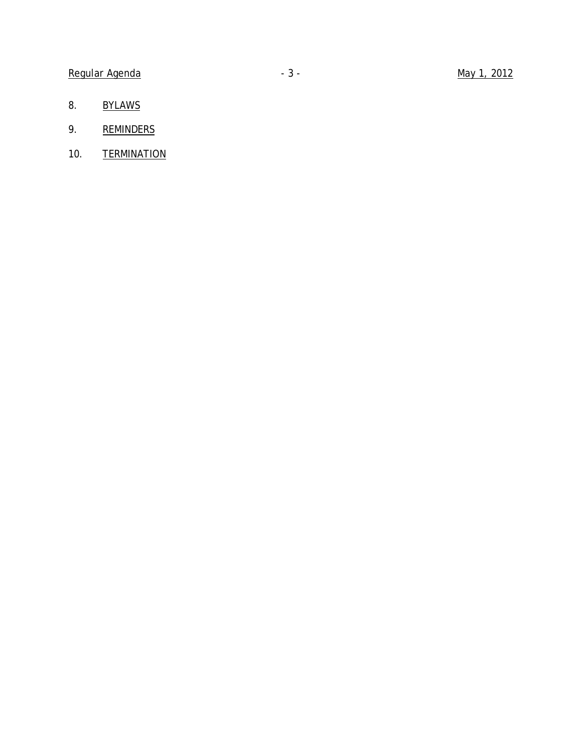8. <u>BYLAWS</u>

9. <u>REMINDERS</u>

10. <u>TERMINATION</u>